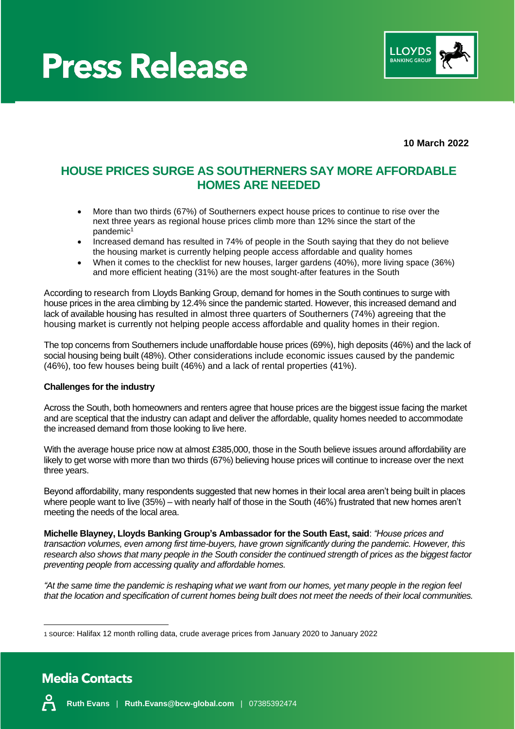# Press Release

**10 March 2022**

## HOUSE PRICES SURGE AS SOUTHERNERS SAY MORE AFFORDABLE HOMES ARE NEEDED

- More than two thirds (67%) of Southerners expect house prices to continue to rise over the next three years as regional house prices climb more than 12% since the start of the pandemic[1]
- Increased demand has resulted in 74% of people in the South saying that they do not believe the housing market is currently helping people access affordable and quality homes
- When it comes to the checklist for new houses, larger gardens (40%), more living space (36%) and more efficient heating (31%) are the most sought-after features in the South

According to research from Lloyds Banking Group, demand for homes in the South continues to surge with house prices in the area climbing by 12.4% since the pandemic started. However, this increased demand and lack of available housing has resulted in almost three quarters of Southerners (74%) agreeing that the housing market is currently not helping people access affordable and quality homes in their region.

The top concerns from Southerners include unaffordable house prices (69%), high deposits (46%) and the lack of social housing being built (48%). Other considerations include economic issues caused by the pandemic (46%), too few houses being built (46%) and a lack of rental properties (41%).

**Challenges for the industry**

Across the South, both homeowners and renters agree that house prices are the biggest issue facing the market and are sceptical that the industry can adapt and deliver the affordable, quality homes needed to accommodate the increased demand from those looking to live here.

With the average house price now at almost £385,000, those in the South believe issues around affordability are likely to get worse with more than two thirds (67%) believing house prices will continue to increase over the next three years.

Beyond affordability, many respondents suggested that new homes in their local area aren't being built in places where people want to live (35%) – with nearly half of those in the South (46%) frustrated that new homes aren't meeting the needs of the local area.

**Michelle Blayney, Lloyds Banking Group's Ambassador for the South East, said**: *"House prices and transaction volumes, even among first time-buyers, have grown significantly during the pandemic. However, this research also shows that many people in the South consider the continued strength of prices as the biggest factor preventing people from accessing quality and affordable homes.*

*"At the same time the pandemic is reshaping what we want from our homes, yet many people in the region feel that the location and specification of current homes being built does not meet the needs of their local communities.*

[1] Source: Halifax 12 month rolling data, crude average prices from January 2020 to January 2022

## Media Contacts

**Ruth Evans** | **Ruth.Evans@bcw-global.com** | 07385392474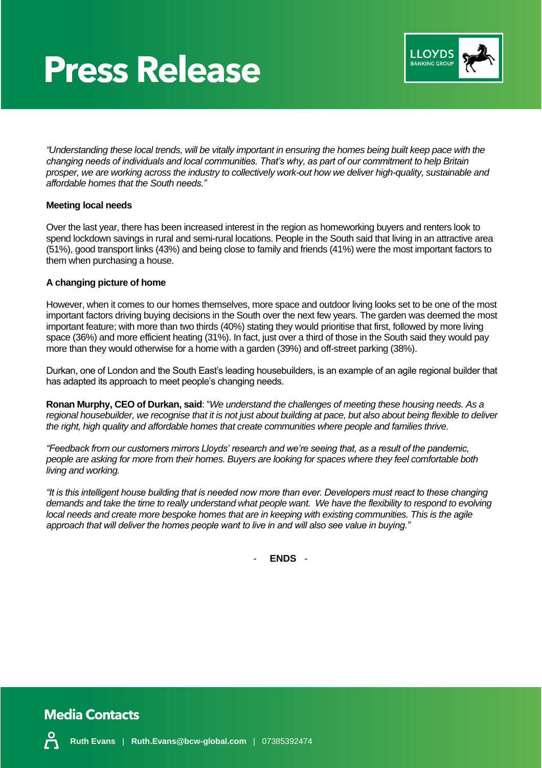*"Understanding these local trends, will be vitally important in ensuring the homes being built keep pace with the changing needs of individuals and local communities. That's why, as part of our commitment to help Britain prosper, we are working across the industry to collectively work-out how we deliver high-quality, sustainable and affordable homes that the South needs."*

**Meeting local needs**

Over the last year, there has been increased interest in the region as homeworking buyers and renters look to spend lockdown savings in rural and semi-rural locations. People in the South said that living in an attractive area (51%), good transport links (43%) and being close to family and friends (41%) were the most important factors to them when purchasing a house.

**A changing picture of home**

However, when it comes to our homes themselves, more space and outdoor living looks set to be one of the most important factors driving buying decisions in the South over the next few years. The garden was deemed the most important feature; with more than two thirds (40%) stating they would prioritise that first, followed by more living space (36%) and more efficient heating (31%). In fact, just over a third of those in the South said they would pay more than they would otherwise for a home with a garden (39%) and off-street parking (38%).

Durkan, one of London and the South East's leading housebuilders, is an example of an agile regional builder that has adapted its approach to meet people's changing needs.

**Ronan Murphy, CEO of Durkan, said**: "*We understand the challenges of meeting these housing needs. As a regional housebuilder, we recognise that it is not just about building at pace, but also about being flexible to deliver the right, high quality and affordable homes that create communities where people and families thrive.*

*"Feedback from our customers mirrors Lloyds' research and we're seeing that, as a result of the pandemic, people are asking for more from their homes. Buyers are looking for spaces where they feel comfortable both living and working.*

*"It is this intelligent house building that is needed now more than ever. Developers must react to these changing demands and take the time to really understand what people want. We have the flexibility to respond to evolving local needs and create more bespoke homes that are in keeping with existing communities. This is the agile approach that will deliver the homes people want to live in and will also see value in buying."*

\- **ENDS** -

## Media Contacts

**Ruth Evans** | **Ruth.Evans@bcw-global.com** | 07385392474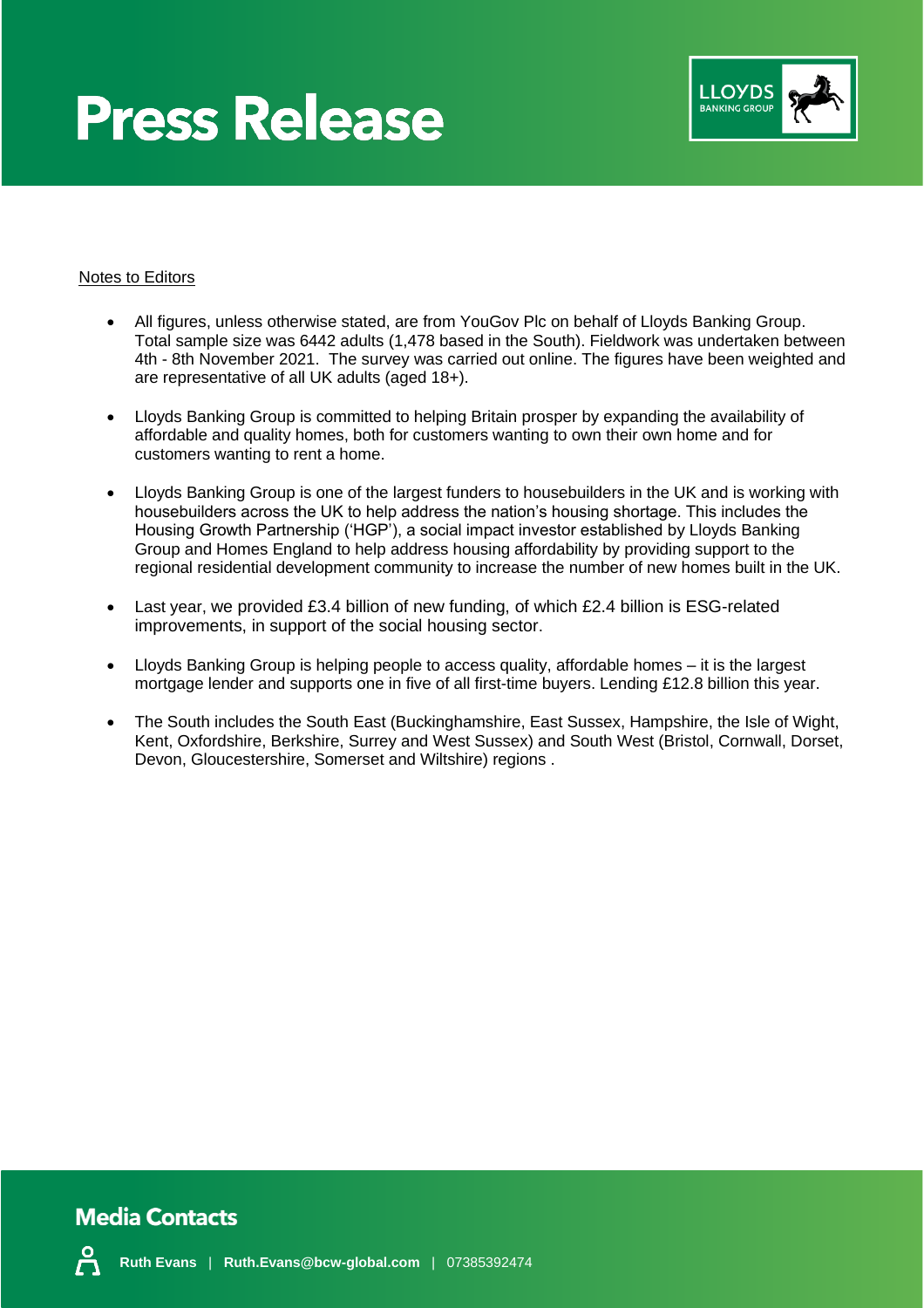# Press Release

Notes to Editors

- All figures, unless otherwise stated, are from YouGov Plc on behalf of Lloyds Banking Group. Total sample size was 6442 adults (1,478 based in the South). Fieldwork was undertaken between 4th - 8th November 2021. The survey was carried out online. The figures have been weighted and are representative of all UK adults (aged 18+).
- Lloyds Banking Group is committed to helping Britain prosper by expanding the availability of affordable and quality homes, both for customers wanting to own their own home and for customers wanting to rent a home.
- Lloyds Banking Group is one of the largest funders to housebuilders in the UK and is working with housebuilders across the UK to help address the nation's housing shortage. This includes the Housing Growth Partnership ('HGP'), a social impact investor established by Lloyds Banking Group and Homes England to help address housing affordability by providing support to the regional residential development community to increase the number of new homes built in the UK.
- Last year, we provided £3.4 billion of new funding, of which £2.4 billion is ESG-related improvements, in support of the social housing sector.
- Lloyds Banking Group is helping people to access quality, affordable homes – it is the largest mortgage lender and supports one in five of all first-time buyers. Lending £12.8 billion this year.
- The South includes the South East (Buckinghamshire, East Sussex, Hampshire, the Isle of Wight, Kent, Oxfordshire, Berkshire, Surrey and West Sussex) and South West (Bristol, Cornwall, Dorset, Devon, Gloucestershire, Somerset and Wiltshire) regions .

## Media Contacts

**Ruth Evans** | **Ruth.Evans@bcw-global.com** | 07385392474